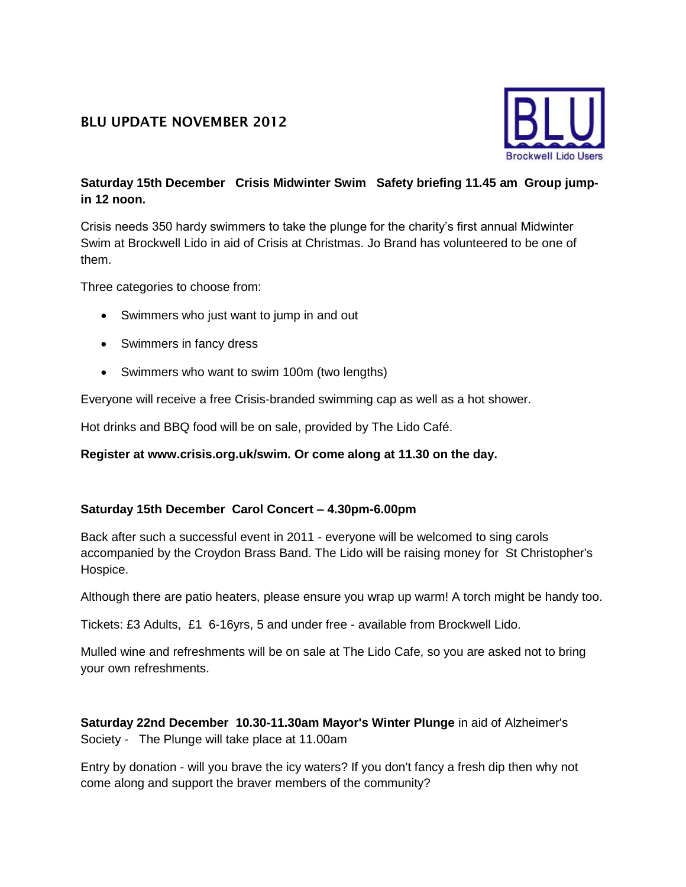# BLU UPDATE NOVEMBER 2012

BLU
Brockwell Lido Users

**Saturday 15th December Crisis Midwinter Swim Safety briefing 11.45 am Group jump-in 12 noon.**

Crisis needs 350 hardy swimmers to take the plunge for the charity's first annual Midwinter Swim at Brockwell Lido in aid of Crisis at Christmas. Jo Brand has volunteered to be one of them.

Three categories to choose from:

- Swimmers who just want to jump in and out
- Swimmers in fancy dress
- Swimmers who want to swim 100m (two lengths)

Everyone will receive a free Crisis-branded swimming cap as well as a hot shower.

Hot drinks and BBQ food will be on sale, provided by The Lido Café.

**Register at www.crisis.org.uk/swim. Or come along at 11.30 on the day.**

**Saturday 15th December Carol Concert – 4.30pm-6.00pm**

Back after such a successful event in 2011 - everyone will be welcomed to sing carols accompanied by the Croydon Brass Band. The Lido will be raising money for St Christopher's Hospice.

Although there are patio heaters, please ensure you wrap up warm! A torch might be handy too.

Tickets: £3 Adults, £1 6-16yrs, 5 and under free - available from Brockwell Lido.

Mulled wine and refreshments will be on sale at The Lido Cafe, so you are asked not to bring your own refreshments.

**Saturday 22nd December 10.30-11.30am Mayor's Winter Plunge** in aid of Alzheimer's Society - The Plunge will take place at 11.00am

Entry by donation - will you brave the icy waters? If you don't fancy a fresh dip then why not come along and support the braver members of the community?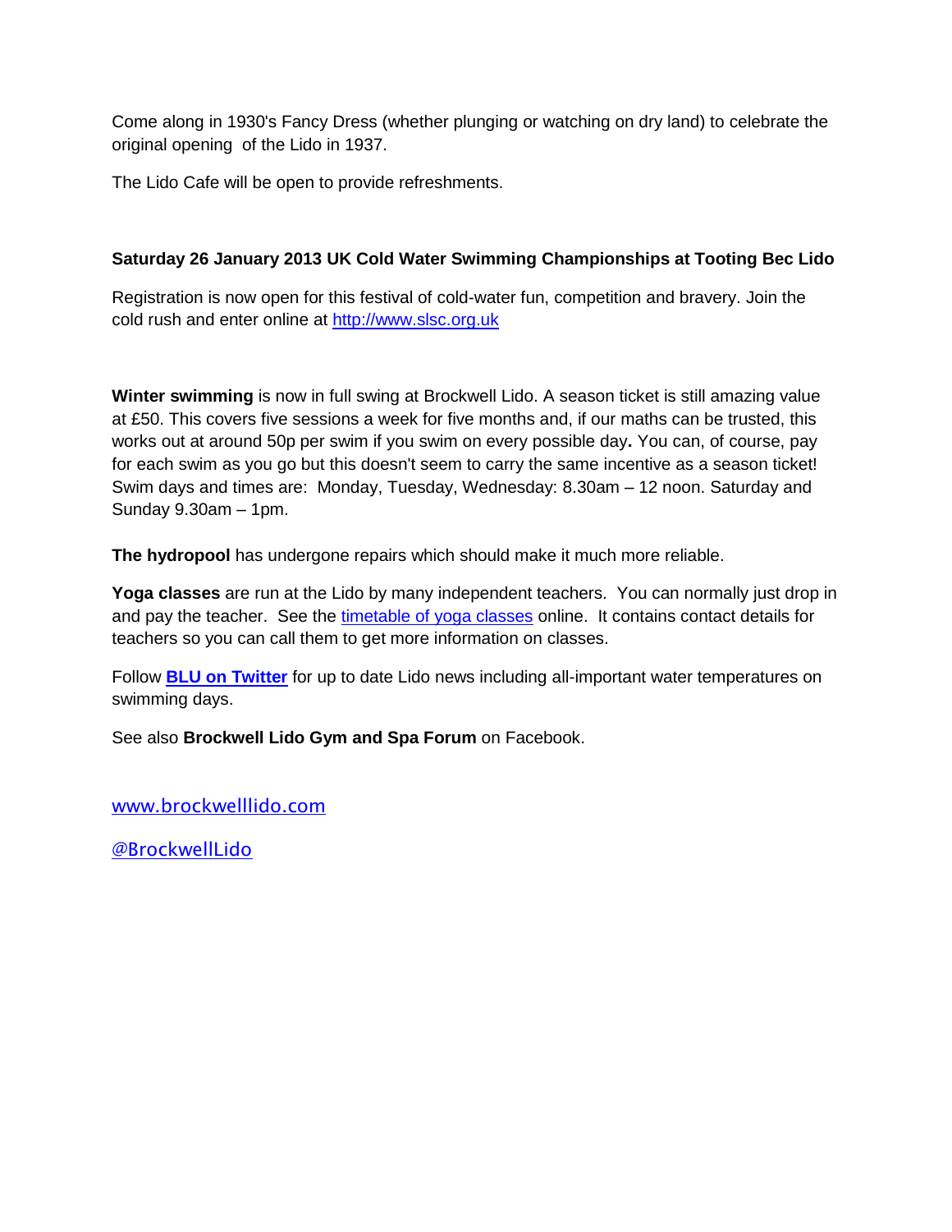Come along in 1930's Fancy Dress (whether plunging or watching on dry land) to celebrate the original opening of the Lido in 1937.

The Lido Cafe will be open to provide refreshments.

**Saturday 26 January 2013 UK Cold Water Swimming Championships at Tooting Bec Lido**

Registration is now open for this festival of cold-water fun, competition and bravery. Join the cold rush and enter online at [http://www.slsc.org.uk](http://www.slsc.org.uk)

**Winter swimming** is now in full swing at Brockwell Lido. A season ticket is still amazing value at £50. This covers five sessions a week for five months and, if our maths can be trusted, this works out at around 50p per swim if you swim on every possible day**.** You can, of course, pay for each swim as you go but this doesn't seem to carry the same incentive as a season ticket! Swim days and times are: Monday, Tuesday, Wednesday: 8.30am – 12 noon. Saturday and Sunday 9.30am – 1pm.

**The hydropool** has undergone repairs which should make it much more reliable.

**Yoga classes** are run at the Lido by many independent teachers. You can normally just drop in and pay the teacher. See the timetable of yoga classes online. It contains contact details for teachers so you can call them to get more information on classes.

Follow **BLU on Twitter** for up to date Lido news including all-important water temperatures on swimming days.

See also **Brockwell Lido Gym and Spa Forum** on Facebook.

[www.brockwelllido.com](http://www.brockwelllido.com)

@BrockwellLido